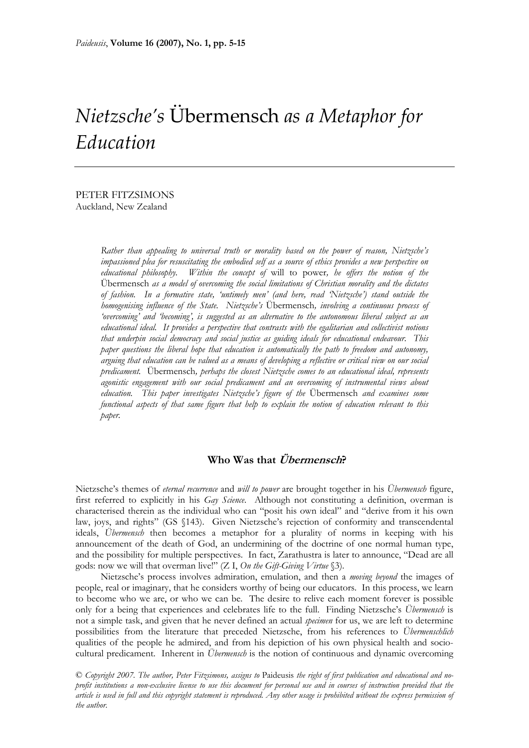# *Nietzsche's* Übermensch *as a Metaphor for Education*

PETER FITZSIMONS
Auckland, New Zealand

*Rather than appealing to universal truth or morality based on the power of reason, Nietzsche's impassioned plea for resuscitating the embodied self as a source of ethics provides a new perspective on educational philosophy. Within the concept of* will to power*, he offers the notion of the* Übermensch *as a model of overcoming the social limitations of Christian morality and the dictates of fashion. In a formative state, 'untimely men' (and here, read 'Nietzsche') stand outside the homogenising influence of the State. Nietzsche's* Übermensch*, involving a continuous process of 'overcoming' and 'becoming', is suggested as an alternative to the autonomous liberal subject as an educational ideal. It provides a perspective that contrasts with the egalitarian and collectivist notions that underpin social democracy and social justice as guiding ideals for educational endeavour. This paper questions the liberal hope that education is automatically the path to freedom and autonomy, arguing that education can be valued as a means of developing a reflective or critical view on our social predicament.* Übermensch*, perhaps the closest Nietzsche comes to an educational ideal, represents agonistic engagement with our social predicament and an overcoming of instrumental views about education. This paper investigates Nietzsche's figure of the* Übermensch *and examines some functional aspects of that same figure that help to explain the notion of education relevant to this paper.*

## Who Was that *Übermensch*?

Nietzsche's themes of *eternal recurrence* and *will to power* are brought together in his *Übermensch* figure, first referred to explicitly in his *Gay Science*. Although not constituting a definition, overman is characterised therein as the individual who can "posit his own ideal" and "derive from it his own law, joys, and rights" (GS §143). Given Nietzsche's rejection of conformity and transcendental ideals, *Übermensch* then becomes a metaphor for a plurality of norms in keeping with his announcement of the death of God, an undermining of the doctrine of one normal human type, and the possibility for multiple perspectives. In fact, Zarathustra is later to announce, "Dead are all gods: now we will that overman live!" (Z I, *On the Gift-Giving Virtue* §3).

Nietzsche's process involves admiration, emulation, and then a *moving beyond* the images of people, real or imaginary, that he considers worthy of being our educators. In this process, we learn to become who we are, or who we can be. The desire to relive each moment forever is possible only for a being that experiences and celebrates life to the full. Finding Nietzsche's *Übermensch* is not a simple task, and given that he never defined an actual *specimen* for us, we are left to determine possibilities from the literature that preceded Nietzsche, from his references to *Übermenschlich* qualities of the people he admired, and from his depiction of his own physical health and socio-cultural predicament. Inherent in *Übermensch* is the notion of continuous and dynamic overcoming

© *Copyright 2007. The author, Peter Fitzsimons, assigns to* Paideusis *the right of first publication and educational and no-profit institutions a non-exclusive license to use this document for personal use and in courses of instruction provided that the article is used in full and this copyright statement is reproduced. Any other usage is prohibited without the express permission of the author.*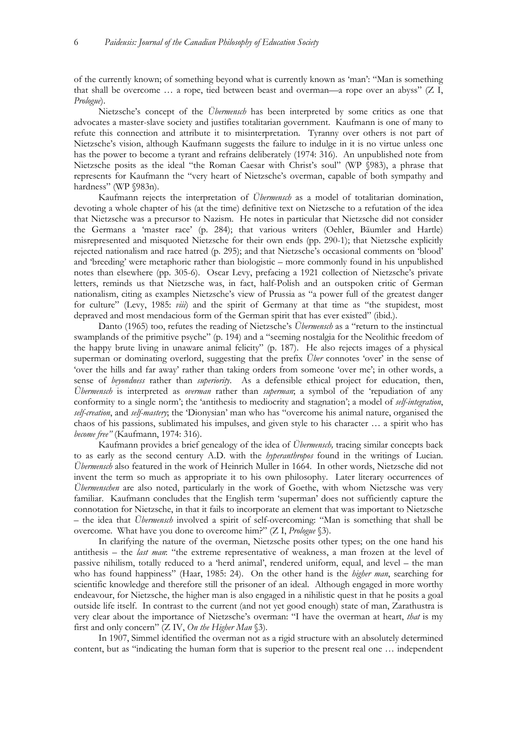of the currently known; of something beyond what is currently known as 'man': "Man is something that shall be overcome … a rope, tied between beast and overman—a rope over an abyss" (Z I, *Prologue*).

Nietzsche's concept of the *Übermensch* has been interpreted by some critics as one that advocates a master-slave society and justifies totalitarian government. Kaufmann is one of many to refute this connection and attribute it to misinterpretation. Tyranny over others is not part of Nietzsche's vision, although Kaufmann suggests the failure to indulge in it is no virtue unless one has the power to become a tyrant and refrains deliberately (1974: 316). An unpublished note from Nietzsche posits as the ideal "the Roman Caesar with Christ's soul" (WP §983), a phrase that represents for Kaufmann the "very heart of Nietzsche's overman, capable of both sympathy and hardness" (WP §983n).

Kaufmann rejects the interpretation of *Übermensch* as a model of totalitarian domination, devoting a whole chapter of his (at the time) definitive text on Nietzsche to a refutation of the idea that Nietzsche was a precursor to Nazism. He notes in particular that Nietzsche did not consider the Germans a 'master race' (p. 284); that various writers (Oehler, Bäumler and Hartle) misrepresented and misquoted Nietzsche for their own ends (pp. 290-1); that Nietzsche explicitly rejected nationalism and race hatred (p. 295); and that Nietzsche's occasional comments on 'blood' and 'breeding' were metaphoric rather than biologistic – more commonly found in his unpublished notes than elsewhere (pp. 305-6). Oscar Levy, prefacing a 1921 collection of Nietzsche's private letters, reminds us that Nietzsche was, in fact, half-Polish and an outspoken critic of German nationalism, citing as examples Nietzsche's view of Prussia as "a power full of the greatest danger for culture" (Levy, 1985: *viii*) and the spirit of Germany at that time as "the stupidest, most depraved and most mendacious form of the German spirit that has ever existed" (ibid.).

Danto (1965) too, refutes the reading of Nietzsche's *Übermensch* as a "return to the instinctual swamplands of the primitive psyche" (p. 194) and a "seeming nostalgia for the Neolithic freedom of the happy brute living in unaware animal felicity" (p. 187). He also rejects images of a physical superman or dominating overlord, suggesting that the prefix *Über* connotes 'over' in the sense of 'over the hills and far away' rather than taking orders from someone 'over me'; in other words, a sense of *beyondness* rather than *superiority*. As a defensible ethical project for education, then, *Übermensch* is interpreted as *overman* rather than *superman*; a symbol of the 'repudiation of any conformity to a single norm'; the 'antithesis to mediocrity and stagnation'; a model of *self-integration*, *self-creation*, and *self-mastery*; the 'Dionysian' man who has "overcome his animal nature, organised the chaos of his passions, sublimated his impulses, and given style to his character … a spirit who has *become free"* (Kaufmann, 1974: 316).

Kaufmann provides a brief genealogy of the idea of *Übermensch,* tracing similar concepts back to as early as the second century A.D. with the *hyperanthropos* found in the writings of Lucian. *Übermensch* also featured in the work of Heinrich Muller in 1664. In other words, Nietzsche did not invent the term so much as appropriate it to his own philosophy. Later literary occurrences of *Übermenschen* are also noted, particularly in the work of Goethe, with whom Nietzsche was very familiar. Kaufmann concludes that the English term 'superman' does not sufficiently capture the connotation for Nietzsche, in that it fails to incorporate an element that was important to Nietzsche – the idea that *Übermensch* involved a spirit of self-overcoming: "Man is something that shall be overcome. What have you done to overcome him?" (Z I, *Prologue* §3).

In clarifying the nature of the overman, Nietzsche posits other types; on the one hand his antithesis – the *last man*: "the extreme representative of weakness, a man frozen at the level of passive nihilism, totally reduced to a 'herd animal', rendered uniform, equal, and level – the man who has found happiness" (Haar, 1985: 24). On the other hand is the *higher man*, searching for scientific knowledge and therefore still the prisoner of an ideal. Although engaged in more worthy endeavour, for Nietzsche, the higher man is also engaged in a nihilistic quest in that he posits a goal outside life itself. In contrast to the current (and not yet good enough) state of man, Zarathustra is very clear about the importance of Nietzsche's overman: "I have the overman at heart, *that* is my first and only concern" (Z IV, *On the Higher Man* §3).

In 1907, Simmel identified the overman not as a rigid structure with an absolutely determined content, but as "indicating the human form that is superior to the present real one … independent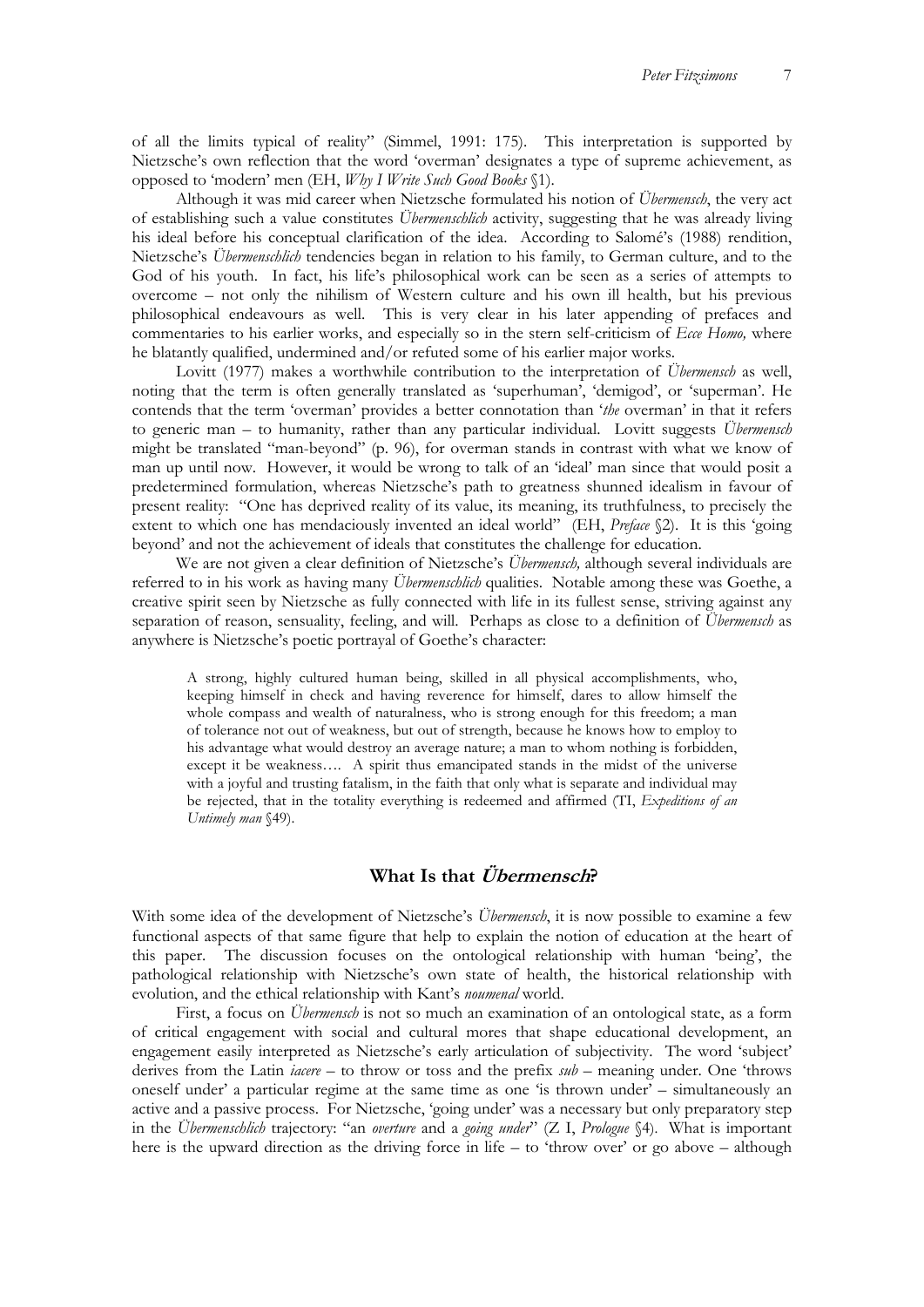of all the limits typical of reality" (Simmel, 1991: 175). This interpretation is supported by Nietzsche's own reflection that the word 'overman' designates a type of supreme achievement, as opposed to 'modern' men (EH, *Why I Write Such Good Books* §1).

Although it was mid career when Nietzsche formulated his notion of *Übermensch*, the very act of establishing such a value constitutes *Übermenschlich* activity, suggesting that he was already living his ideal before his conceptual clarification of the idea. According to Salomé's (1988) rendition, Nietzsche's *Übermenschlich* tendencies began in relation to his family, to German culture, and to the God of his youth. In fact, his life's philosophical work can be seen as a series of attempts to overcome – not only the nihilism of Western culture and his own ill health, but his previous philosophical endeavours as well. This is very clear in his later appending of prefaces and commentaries to his earlier works, and especially so in the stern self-criticism of *Ecce Homo,* where he blatantly qualified, undermined and/or refuted some of his earlier major works.

Lovitt (1977) makes a worthwhile contribution to the interpretation of *Übermensch* as well, noting that the term is often generally translated as 'superhuman', 'demigod', or 'superman'. He contends that the term 'overman' provides a better connotation than '*the* overman' in that it refers to generic man – to humanity, rather than any particular individual. Lovitt suggests *Übermensch* might be translated "man-beyond" (p. 96), for overman stands in contrast with what we know of man up until now. However, it would be wrong to talk of an 'ideal' man since that would posit a predetermined formulation, whereas Nietzsche's path to greatness shunned idealism in favour of present reality: "One has deprived reality of its value, its meaning, its truthfulness, to precisely the extent to which one has mendaciously invented an ideal world" (EH, *Preface* §2). It is this 'going beyond' and not the achievement of ideals that constitutes the challenge for education.

We are not given a clear definition of Nietzsche's *Übermensch,* although several individuals are referred to in his work as having many *Übermenschlich* qualities. Notable among these was Goethe, a creative spirit seen by Nietzsche as fully connected with life in its fullest sense, striving against any separation of reason, sensuality, feeling, and will. Perhaps as close to a definition of *Übermensch* as anywhere is Nietzsche's poetic portrayal of Goethe's character:

> A strong, highly cultured human being, skilled in all physical accomplishments, who, keeping himself in check and having reverence for himself, dares to allow himself the whole compass and wealth of naturalness, who is strong enough for this freedom; a man of tolerance not out of weakness, but out of strength, because he knows how to employ to his advantage what would destroy an average nature; a man to whom nothing is forbidden, except it be weakness…. A spirit thus emancipated stands in the midst of the universe with a joyful and trusting fatalism, in the faith that only what is separate and individual may be rejected, that in the totality everything is redeemed and affirmed (TI, *Expeditions of an Untimely man* §49).

## What Is that *Übermensch*?

With some idea of the development of Nietzsche's *Übermensch*, it is now possible to examine a few functional aspects of that same figure that help to explain the notion of education at the heart of this paper. The discussion focuses on the ontological relationship with human 'being', the pathological relationship with Nietzsche's own state of health, the historical relationship with evolution, and the ethical relationship with Kant's *noumenal* world.

First, a focus on *Übermensch* is not so much an examination of an ontological state, as a form of critical engagement with social and cultural mores that shape educational development, an engagement easily interpreted as Nietzsche's early articulation of subjectivity. The word 'subject' derives from the Latin *iacere* – to throw or toss and the prefix *sub* – meaning under. One 'throws oneself under' a particular regime at the same time as one 'is thrown under' – simultaneously an active and a passive process. For Nietzsche, 'going under' was a necessary but only preparatory step in the *Übermenschlich* trajectory: "an *overture* and a *going under*" (Z I, *Prologue* §4). What is important here is the upward direction as the driving force in life – to 'throw over' or go above – although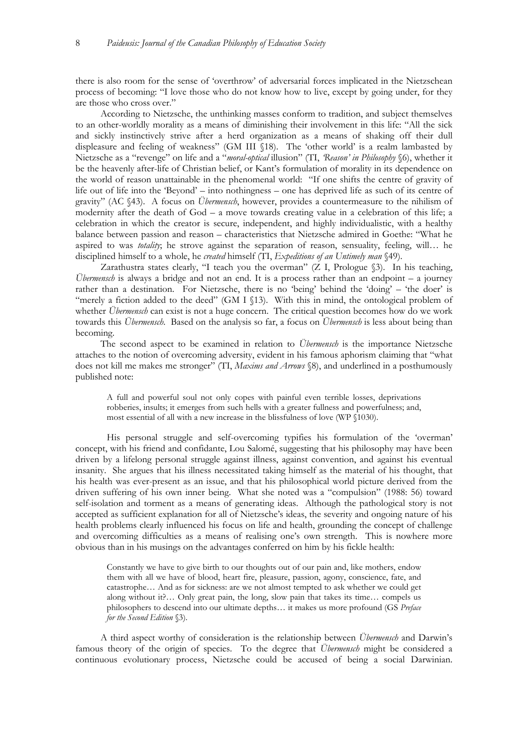there is also room for the sense of 'overthrow' of adversarial forces implicated in the Nietzschean process of becoming: "I love those who do not know how to live, except by going under, for they are those who cross over."

According to Nietzsche, the unthinking masses conform to tradition, and subject themselves to an other-worldly morality as a means of diminishing their involvement in this life: "All the sick and sickly instinctively strive after a herd organization as a means of shaking off their dull displeasure and feeling of weakness" (GM III §18). The 'other world' is a realm lambasted by Nietzsche as a "revenge" on life and a "*moral-optical* illusion" (TI, *'Reason' in Philosophy* §6), whether it be the heavenly after-life of Christian belief, or Kant's formulation of morality in its dependence on the world of reason unattainable in the phenomenal world: "If one shifts the centre of gravity of life out of life into the 'Beyond' – into nothingness – one has deprived life as such of its centre of gravity" (AC §43). A focus on *Übermensch*, however, provides a countermeasure to the nihilism of modernity after the death of God – a move towards creating value in a celebration of this life; a celebration in which the creator is secure, independent, and highly individualistic, with a healthy balance between passion and reason – characteristics that Nietzsche admired in Goethe: "What he aspired to was *totality*; he strove against the separation of reason, sensuality, feeling, will… he disciplined himself to a whole, he *created* himself (TI, *Expeditions of an Untimely man* §49).

Zarathustra states clearly, "I teach you the overman" (Z I, Prologue §3). In his teaching, *Übermensch* is always a bridge and not an end. It is a process rather than an endpoint – a journey rather than a destination. For Nietzsche, there is no 'being' behind the 'doing' – 'the doer' is "merely a fiction added to the deed" (GM I §13). With this in mind, the ontological problem of whether *Übermensch* can exist is not a huge concern. The critical question becomes how do we work towards this *Übermensch*. Based on the analysis so far, a focus on *Übermensch* is less about being than becoming.

The second aspect to be examined in relation to *Übermensch* is the importance Nietzsche attaches to the notion of overcoming adversity, evident in his famous aphorism claiming that "what does not kill me makes me stronger" (TI, *Maxims and Arrows* §8), and underlined in a posthumously published note:

> A full and powerful soul not only copes with painful even terrible losses, deprivations robberies, insults; it emerges from such hells with a greater fullness and powerfulness; and, most essential of all with a new increase in the blissfulness of love (WP §1030).

His personal struggle and self-overcoming typifies his formulation of the 'overman' concept, with his friend and confidante, Lou Salomé, suggesting that his philosophy may have been driven by a lifelong personal struggle against illness, against convention, and against his eventual insanity. She argues that his illness necessitated taking himself as the material of his thought, that his health was ever-present as an issue, and that his philosophical world picture derived from the driven suffering of his own inner being. What she noted was a "compulsion" (1988: 56) toward self-isolation and torment as a means of generating ideas. Although the pathological story is not accepted as sufficient explanation for all of Nietzsche's ideas, the severity and ongoing nature of his health problems clearly influenced his focus on life and health, grounding the concept of challenge and overcoming difficulties as a means of realising one's own strength. This is nowhere more obvious than in his musings on the advantages conferred on him by his fickle health:

> Constantly we have to give birth to our thoughts out of our pain and, like mothers, endow them with all we have of blood, heart fire, pleasure, passion, agony, conscience, fate, and catastrophe… And as for sickness: are we not almost tempted to ask whether we could get along without it?… Only great pain, the long, slow pain that takes its time… compels us philosophers to descend into our ultimate depths… it makes us more profound (GS *Preface for the Second Edition* §3).

A third aspect worthy of consideration is the relationship between *Übermensch* and Darwin's famous theory of the origin of species. To the degree that *Übermensch* might be considered a continuous evolutionary process, Nietzsche could be accused of being a social Darwinian.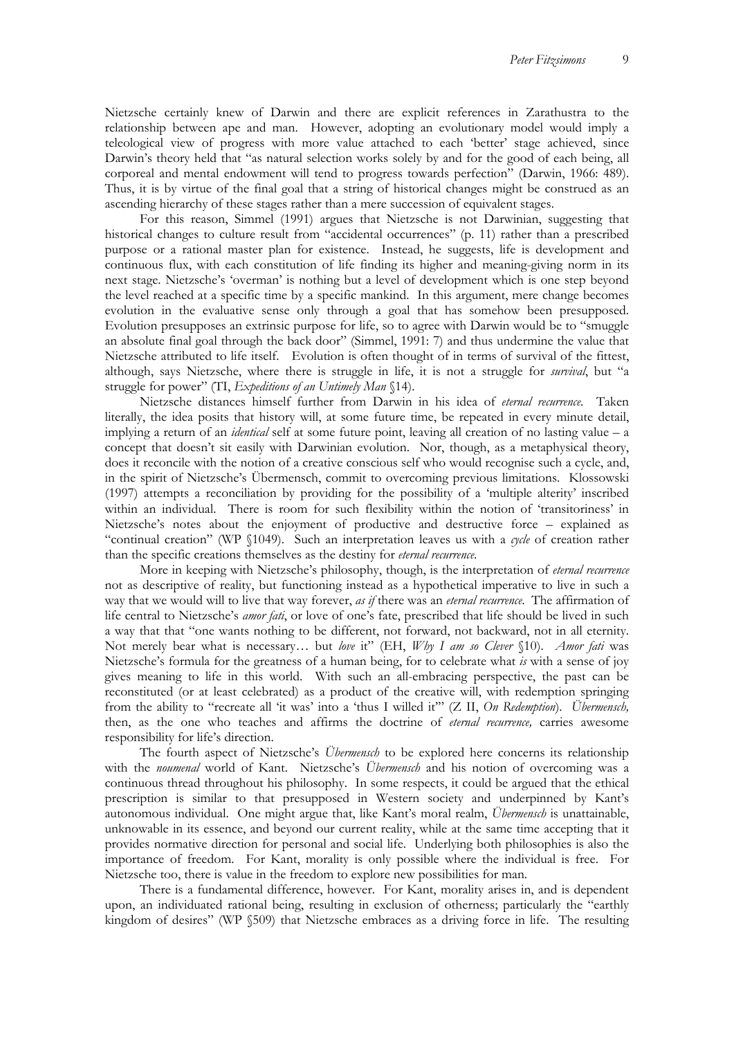Nietzsche certainly knew of Darwin and there are explicit references in Zarathustra to the relationship between ape and man. However, adopting an evolutionary model would imply a teleological view of progress with more value attached to each 'better' stage achieved, since Darwin's theory held that "as natural selection works solely by and for the good of each being, all corporeal and mental endowment will tend to progress towards perfection" (Darwin, 1966: 489). Thus, it is by virtue of the final goal that a string of historical changes might be construed as an ascending hierarchy of these stages rather than a mere succession of equivalent stages.

For this reason, Simmel (1991) argues that Nietzsche is not Darwinian, suggesting that historical changes to culture result from "accidental occurrences" (p. 11) rather than a prescribed purpose or a rational master plan for existence. Instead, he suggests, life is development and continuous flux, with each constitution of life finding its higher and meaning-giving norm in its next stage. Nietzsche's 'overman' is nothing but a level of development which is one step beyond the level reached at a specific time by a specific mankind. In this argument, mere change becomes evolution in the evaluative sense only through a goal that has somehow been presupposed. Evolution presupposes an extrinsic purpose for life, so to agree with Darwin would be to "smuggle an absolute final goal through the back door" (Simmel, 1991: 7) and thus undermine the value that Nietzsche attributed to life itself. Evolution is often thought of in terms of survival of the fittest, although, says Nietzsche, where there is struggle in life, it is not a struggle for *survival*, but "a struggle for power" (TI, *Expeditions of an Untimely Man* §14).

Nietzsche distances himself further from Darwin in his idea of *eternal recurrence*. Taken literally, the idea posits that history will, at some future time, be repeated in every minute detail, implying a return of an *identical* self at some future point, leaving all creation of no lasting value – a concept that doesn't sit easily with Darwinian evolution. Nor, though, as a metaphysical theory, does it reconcile with the notion of a creative conscious self who would recognise such a cycle, and, in the spirit of Nietzsche's Übermensch, commit to overcoming previous limitations. Klossowski (1997) attempts a reconciliation by providing for the possibility of a 'multiple alterity' inscribed within an individual. There is room for such flexibility within the notion of 'transitoriness' in Nietzsche's notes about the enjoyment of productive and destructive force – explained as "continual creation" (WP §1049). Such an interpretation leaves us with a *cycle* of creation rather than the specific creations themselves as the destiny for *eternal recurrence*.

More in keeping with Nietzsche's philosophy, though, is the interpretation of *eternal recurrence* not as descriptive of reality, but functioning instead as a hypothetical imperative to live in such a way that we would will to live that way forever, *as if* there was an *eternal recurrence*. The affirmation of life central to Nietzsche's *amor fati*, or love of one's fate, prescribed that life should be lived in such a way that that "one wants nothing to be different, not forward, not backward, not in all eternity. Not merely bear what is necessary… but *love* it" (EH, *Why I am so Clever* §10). *Amor fati* was Nietzsche's formula for the greatness of a human being, for to celebrate what *is* with a sense of joy gives meaning to life in this world. With such an all-embracing perspective, the past can be reconstituted (or at least celebrated) as a product of the creative will, with redemption springing from the ability to "recreate all 'it was' into a 'thus I willed it'" (Z II, *On Redemption*). *Übermensch,* then, as the one who teaches and affirms the doctrine of *eternal recurrence,* carries awesome responsibility for life's direction.

The fourth aspect of Nietzsche's *Übermensch* to be explored here concerns its relationship with the *noumenal* world of Kant. Nietzsche's *Übermensch* and his notion of overcoming was a continuous thread throughout his philosophy. In some respects, it could be argued that the ethical prescription is similar to that presupposed in Western society and underpinned by Kant's autonomous individual. One might argue that, like Kant's moral realm, *Übermensch* is unattainable, unknowable in its essence, and beyond our current reality, while at the same time accepting that it provides normative direction for personal and social life. Underlying both philosophies is also the importance of freedom. For Kant, morality is only possible where the individual is free. For Nietzsche too, there is value in the freedom to explore new possibilities for man.

There is a fundamental difference, however. For Kant, morality arises in, and is dependent upon, an individuated rational being, resulting in exclusion of otherness; particularly the "earthly kingdom of desires" (WP §509) that Nietzsche embraces as a driving force in life. The resulting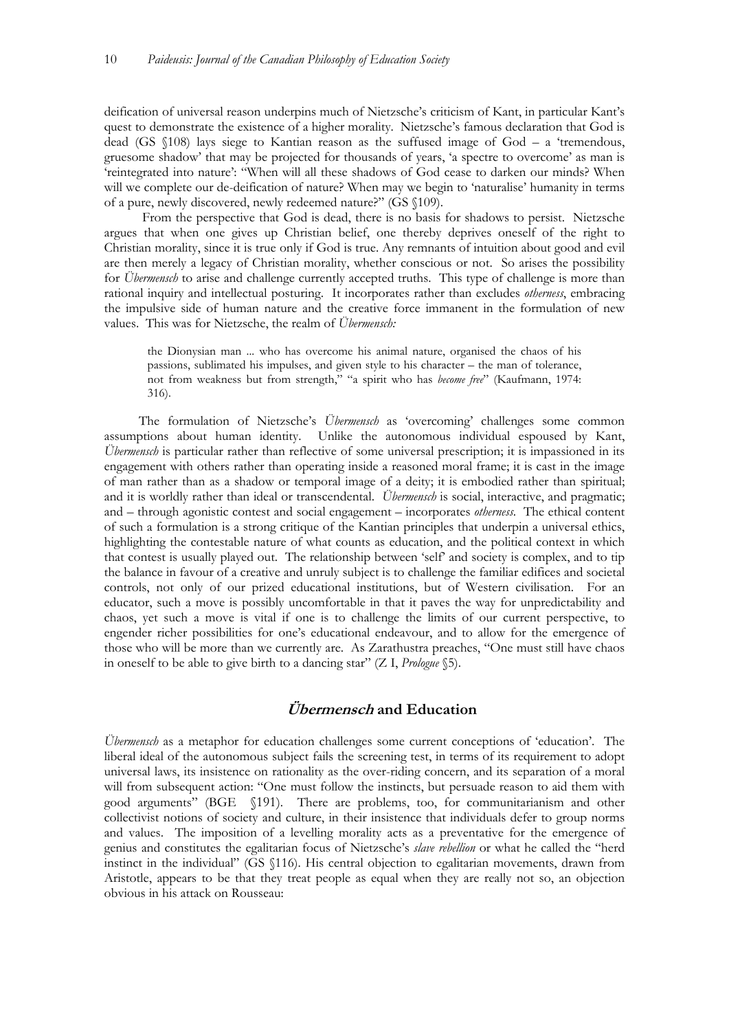deification of universal reason underpins much of Nietzsche's criticism of Kant, in particular Kant's quest to demonstrate the existence of a higher morality. Nietzsche's famous declaration that God is dead (GS §108) lays siege to Kantian reason as the suffused image of God – a 'tremendous, gruesome shadow' that may be projected for thousands of years, 'a spectre to overcome' as man is 'reintegrated into nature': "When will all these shadows of God cease to darken our minds? When will we complete our de-deification of nature? When may we begin to 'naturalise' humanity in terms of a pure, newly discovered, newly redeemed nature?" (GS §109).

From the perspective that God is dead, there is no basis for shadows to persist. Nietzsche argues that when one gives up Christian belief, one thereby deprives oneself of the right to Christian morality, since it is true only if God is true. Any remnants of intuition about good and evil are then merely a legacy of Christian morality, whether conscious or not. So arises the possibility for *Übermensch* to arise and challenge currently accepted truths. This type of challenge is more than rational inquiry and intellectual posturing. It incorporates rather than excludes *otherness*, embracing the impulsive side of human nature and the creative force immanent in the formulation of new values. This was for Nietzsche, the realm of *Übermensch:*

> the Dionysian man ... who has overcome his animal nature, organised the chaos of his passions, sublimated his impulses, and given style to his character – the man of tolerance, not from weakness but from strength," "a spirit who has *become free*" (Kaufmann, 1974: 316).

The formulation of Nietzsche's *Übermensch* as 'overcoming' challenges some common assumptions about human identity. Unlike the autonomous individual espoused by Kant, *Übermensch* is particular rather than reflective of some universal prescription; it is impassioned in its engagement with others rather than operating inside a reasoned moral frame; it is cast in the image of man rather than as a shadow or temporal image of a deity; it is embodied rather than spiritual; and it is worldly rather than ideal or transcendental. *Übermensch* is social, interactive, and pragmatic; and – through agonistic contest and social engagement – incorporates *otherness*. The ethical content of such a formulation is a strong critique of the Kantian principles that underpin a universal ethics, highlighting the contestable nature of what counts as education, and the political context in which that contest is usually played out. The relationship between 'self' and society is complex, and to tip the balance in favour of a creative and unruly subject is to challenge the familiar edifices and societal controls, not only of our prized educational institutions, but of Western civilisation. For an educator, such a move is possibly uncomfortable in that it paves the way for unpredictability and chaos, yet such a move is vital if one is to challenge the limits of our current perspective, to engender richer possibilities for one's educational endeavour, and to allow for the emergence of those who will be more than we currently are. As Zarathustra preaches, "One must still have chaos in oneself to be able to give birth to a dancing star" (Z I, *Prologue* §5).

## *Übermensch* and Education

*Übermensch* as a metaphor for education challenges some current conceptions of 'education'. The liberal ideal of the autonomous subject fails the screening test, in terms of its requirement to adopt universal laws, its insistence on rationality as the over-riding concern, and its separation of a moral will from subsequent action: "One must follow the instincts, but persuade reason to aid them with good arguments" (BGE §191). There are problems, too, for communitarianism and other collectivist notions of society and culture, in their insistence that individuals defer to group norms and values. The imposition of a levelling morality acts as a preventative for the emergence of genius and constitutes the egalitarian focus of Nietzsche's *slave rebellion* or what he called the "herd instinct in the individual" (GS §116). His central objection to egalitarian movements, drawn from Aristotle, appears to be that they treat people as equal when they are really not so, an objection obvious in his attack on Rousseau: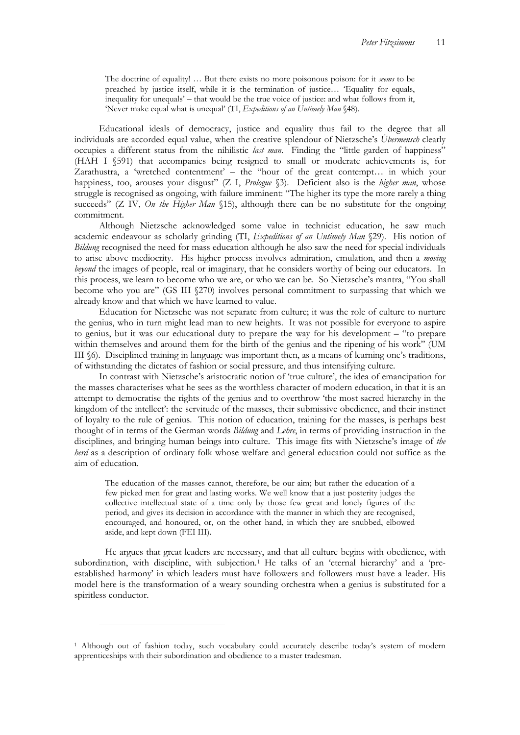> The doctrine of equality! … But there exists no more poisonous poison: for it *seems* to be preached by justice itself, while it is the termination of justice… 'Equality for equals, inequality for unequals' – that would be the true voice of justice: and what follows from it, 'Never make equal what is unequal' (TI, *Expeditions of an Untimely Man* §48).

Educational ideals of democracy, justice and equality thus fail to the degree that all individuals are accorded equal value, when the creative splendour of Nietzsche's *Übermensch* clearly occupies a different status from the nihilistic *last man*. Finding the "little garden of happiness" (HAH I §591) that accompanies being resigned to small or moderate achievements is, for Zarathustra, a 'wretched contentment' – the "hour of the great contempt… in which your happiness, too, arouses your disgust" (Z I, *Prologue* §3). Deficient also is the *higher man*, whose struggle is recognised as ongoing, with failure imminent: "The higher its type the more rarely a thing succeeds" (Z IV, *On the Higher Man* §15), although there can be no substitute for the ongoing commitment.

Although Nietzsche acknowledged some value in technicist education, he saw much academic endeavour as scholarly grinding (TI, *Expeditions of an Untimely Man* §29). His notion of *Bildung* recognised the need for mass education although he also saw the need for special individuals to arise above mediocrity. His higher process involves admiration, emulation, and then a *moving beyond* the images of people, real or imaginary, that he considers worthy of being our educators. In this process, we learn to become who we are, or who we can be. So Nietzsche's mantra, "You shall become who you are" (GS III §270) involves personal commitment to surpassing that which we already know and that which we have learned to value.

Education for Nietzsche was not separate from culture; it was the role of culture to nurture the genius, who in turn might lead man to new heights. It was not possible for everyone to aspire to genius, but it was our educational duty to prepare the way for his development – "to prepare within themselves and around them for the birth of the genius and the ripening of his work" (UM III §6). Disciplined training in language was important then, as a means of learning one's traditions, of withstanding the dictates of fashion or social pressure, and thus intensifying culture.

In contrast with Nietzsche's aristocratic notion of 'true culture', the idea of emancipation for the masses characterises what he sees as the worthless character of modern education, in that it is an attempt to democratise the rights of the genius and to overthrow 'the most sacred hierarchy in the kingdom of the intellect': the servitude of the masses, their submissive obedience, and their instinct of loyalty to the rule of genius. This notion of education, training for the masses, is perhaps best thought of in terms of the German words *Bildung* and *Lehre*, in terms of providing instruction in the disciplines, and bringing human beings into culture. This image fits with Nietzsche's image of *the herd* as a description of ordinary folk whose welfare and general education could not suffice as the aim of education.

> The education of the masses cannot, therefore, be our aim; but rather the education of a few picked men for great and lasting works. We well know that a just posterity judges the collective intellectual state of a time only by those few great and lonely figures of the period, and gives its decision in accordance with the manner in which they are recognised, encouraged, and honoured, or, on the other hand, in which they are snubbed, elbowed aside, and kept down (FEI III).

He argues that great leaders are necessary, and that all culture begins with obedience, with subordination, with discipline, with subjection.[1] He talks of an 'eternal hierarchy' and a 'pre-established harmony' in which leaders must have followers and followers must have a leader. His model here is the transformation of a weary sounding orchestra when a genius is substituted for a spiritless conductor.

---

[1] Although out of fashion today, such vocabulary could accurately describe today's system of modern apprenticeships with their subordination and obedience to a master tradesman.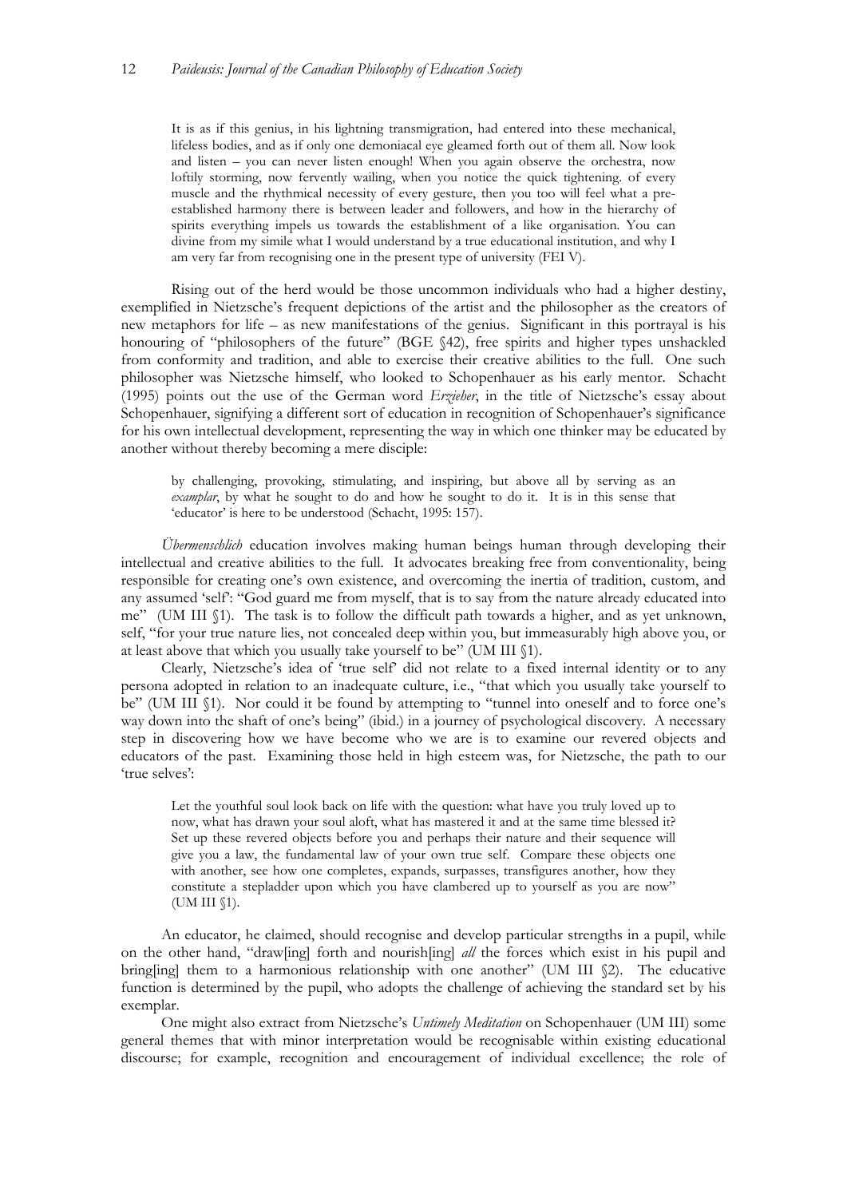> It is as if this genius, in his lightning transmigration, had entered into these mechanical, lifeless bodies, and as if only one demoniacal eye gleamed forth out of them all. Now look and listen – you can never listen enough! When you again observe the orchestra, now loftily storming, now fervently wailing, when you notice the quick tightening. of every muscle and the rhythmical necessity of every gesture, then you too will feel what a pre-established harmony there is between leader and followers, and how in the hierarchy of spirits everything impels us towards the establishment of a like organisation. You can divine from my simile what I would understand by a true educational institution, and why I am very far from recognising one in the present type of university (FEI V).

Rising out of the herd would be those uncommon individuals who had a higher destiny, exemplified in Nietzsche's frequent depictions of the artist and the philosopher as the creators of new metaphors for life – as new manifestations of the genius. Significant in this portrayal is his honouring of "philosophers of the future" (BGE §42), free spirits and higher types unshackled from conformity and tradition, and able to exercise their creative abilities to the full. One such philosopher was Nietzsche himself, who looked to Schopenhauer as his early mentor. Schacht (1995) points out the use of the German word *Erzieher*, in the title of Nietzsche's essay about Schopenhauer, signifying a different sort of education in recognition of Schopenhauer's significance for his own intellectual development, representing the way in which one thinker may be educated by another without thereby becoming a mere disciple:

> by challenging, provoking, stimulating, and inspiring, but above all by serving as an *examplar*, by what he sought to do and how he sought to do it. It is in this sense that 'educator' is here to be understood (Schacht, 1995: 157).

*Übermenschlich* education involves making human beings human through developing their intellectual and creative abilities to the full. It advocates breaking free from conventionality, being responsible for creating one's own existence, and overcoming the inertia of tradition, custom, and any assumed 'self': "God guard me from myself, that is to say from the nature already educated into me" (UM III §1). The task is to follow the difficult path towards a higher, and as yet unknown, self, "for your true nature lies, not concealed deep within you, but immeasurably high above you, or at least above that which you usually take yourself to be" (UM III §1).

Clearly, Nietzsche's idea of 'true self' did not relate to a fixed internal identity or to any persona adopted in relation to an inadequate culture, i.e., "that which you usually take yourself to be" (UM III §1). Nor could it be found by attempting to "tunnel into oneself and to force one's way down into the shaft of one's being" (ibid.) in a journey of psychological discovery. A necessary step in discovering how we have become who we are is to examine our revered objects and educators of the past. Examining those held in high esteem was, for Nietzsche, the path to our 'true selves':

> Let the youthful soul look back on life with the question: what have you truly loved up to now, what has drawn your soul aloft, what has mastered it and at the same time blessed it? Set up these revered objects before you and perhaps their nature and their sequence will give you a law, the fundamental law of your own true self. Compare these objects one with another, see how one completes, expands, surpasses, transfigures another, how they constitute a stepladder upon which you have clambered up to yourself as you are now" (UM III §1).

An educator, he claimed, should recognise and develop particular strengths in a pupil, while on the other hand, "draw[ing] forth and nourish[ing] *all* the forces which exist in his pupil and bring[ing] them to a harmonious relationship with one another" (UM III §2). The educative function is determined by the pupil, who adopts the challenge of achieving the standard set by his exemplar.

One might also extract from Nietzsche's *Untimely Meditation* on Schopenhauer (UM III) some general themes that with minor interpretation would be recognisable within existing educational discourse; for example, recognition and encouragement of individual excellence; the role of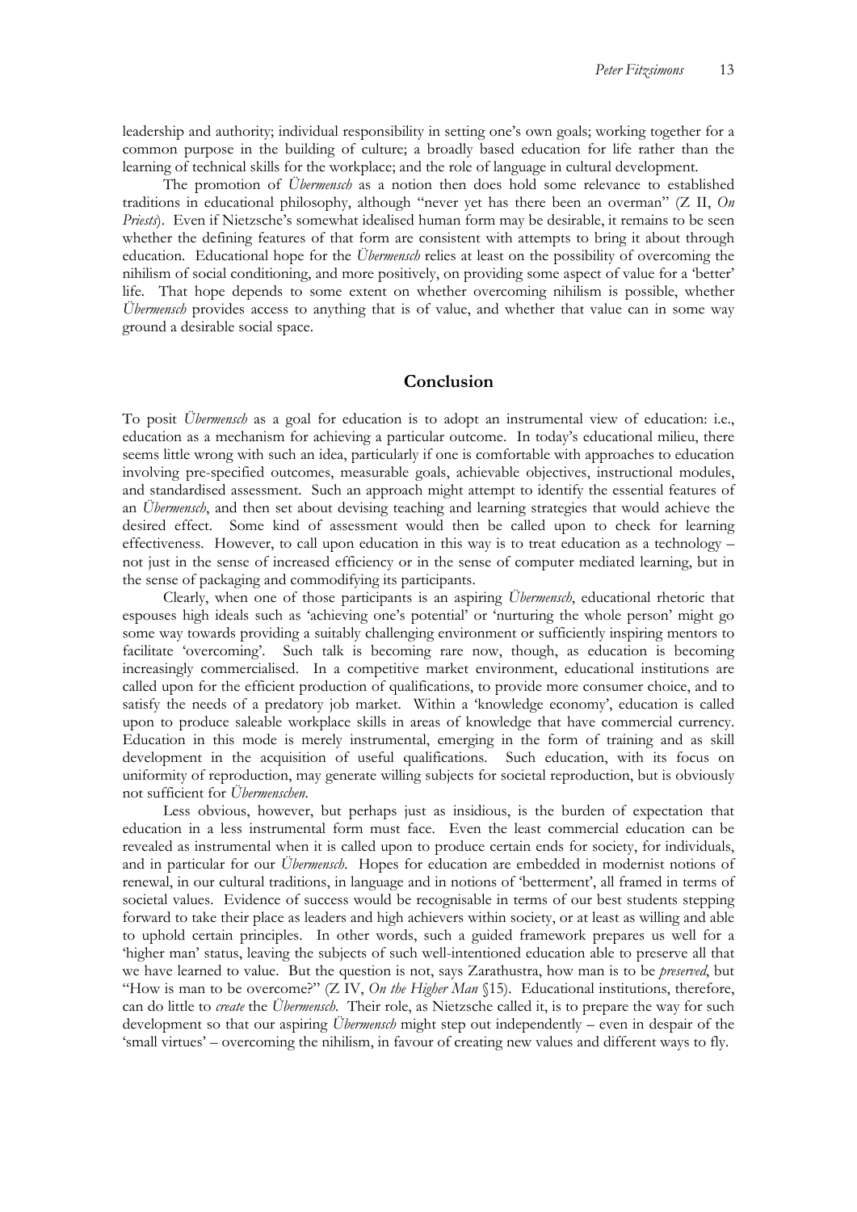leadership and authority; individual responsibility in setting one's own goals; working together for a common purpose in the building of culture; a broadly based education for life rather than the learning of technical skills for the workplace; and the role of language in cultural development.

The promotion of *Übermensch* as a notion then does hold some relevance to established traditions in educational philosophy, although "never yet has there been an overman" (Z II, *On Priests*). Even if Nietzsche's somewhat idealised human form may be desirable, it remains to be seen whether the defining features of that form are consistent with attempts to bring it about through education. Educational hope for the *Übermensch* relies at least on the possibility of overcoming the nihilism of social conditioning, and more positively, on providing some aspect of value for a 'better' life. That hope depends to some extent on whether overcoming nihilism is possible, whether *Übermensch* provides access to anything that is of value, and whether that value can in some way ground a desirable social space.

## Conclusion

To posit *Übermensch* as a goal for education is to adopt an instrumental view of education: i.e., education as a mechanism for achieving a particular outcome. In today's educational milieu, there seems little wrong with such an idea, particularly if one is comfortable with approaches to education involving pre-specified outcomes, measurable goals, achievable objectives, instructional modules, and standardised assessment. Such an approach might attempt to identify the essential features of an *Übermensch*, and then set about devising teaching and learning strategies that would achieve the desired effect. Some kind of assessment would then be called upon to check for learning effectiveness. However, to call upon education in this way is to treat education as a technology – not just in the sense of increased efficiency or in the sense of computer mediated learning, but in the sense of packaging and commodifying its participants.

Clearly, when one of those participants is an aspiring *Übermensch*, educational rhetoric that espouses high ideals such as 'achieving one's potential' or 'nurturing the whole person' might go some way towards providing a suitably challenging environment or sufficiently inspiring mentors to facilitate 'overcoming'. Such talk is becoming rare now, though, as education is becoming increasingly commercialised. In a competitive market environment, educational institutions are called upon for the efficient production of qualifications, to provide more consumer choice, and to satisfy the needs of a predatory job market. Within a 'knowledge economy', education is called upon to produce saleable workplace skills in areas of knowledge that have commercial currency. Education in this mode is merely instrumental, emerging in the form of training and as skill development in the acquisition of useful qualifications. Such education, with its focus on uniformity of reproduction, may generate willing subjects for societal reproduction, but is obviously not sufficient for *Übermenschen*.

Less obvious, however, but perhaps just as insidious, is the burden of expectation that education in a less instrumental form must face. Even the least commercial education can be revealed as instrumental when it is called upon to produce certain ends for society, for individuals, and in particular for our *Übermensch*. Hopes for education are embedded in modernist notions of renewal, in our cultural traditions, in language and in notions of 'betterment', all framed in terms of societal values. Evidence of success would be recognisable in terms of our best students stepping forward to take their place as leaders and high achievers within society, or at least as willing and able to uphold certain principles. In other words, such a guided framework prepares us well for a 'higher man' status, leaving the subjects of such well-intentioned education able to preserve all that we have learned to value. But the question is not, says Zarathustra, how man is to be *preserved*, but "How is man to be overcome?" (Z IV, *On the Higher Man* §15). Educational institutions, therefore, can do little to *create* the *Übermensch*. Their role, as Nietzsche called it, is to prepare the way for such development so that our aspiring *Übermensch* might step out independently – even in despair of the 'small virtues' – overcoming the nihilism, in favour of creating new values and different ways to fly.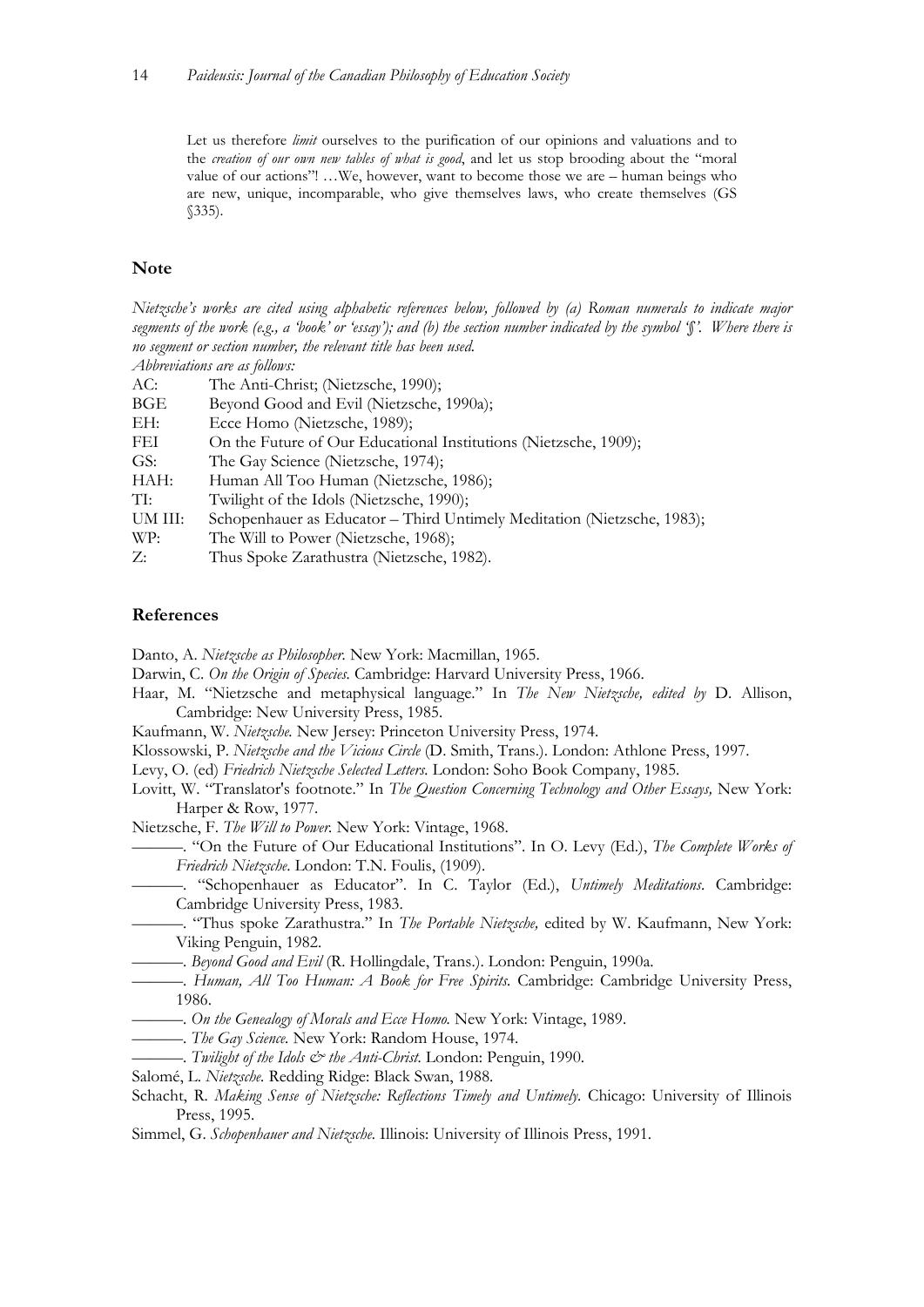> Let us therefore *limit* ourselves to the purification of our opinions and valuations and to the *creation of our own new tables of what is good*, and let us stop brooding about the "moral value of our actions"! …We, however, want to become those we are – human beings who are new, unique, incomparable, who give themselves laws, who create themselves (GS §335).

## Note

*Nietzsche's works are cited using alphabetic references below, followed by (a) Roman numerals to indicate major segments of the work (e.g., a 'book' or 'essay'); and (b) the section number indicated by the symbol '§'. Where there is no segment or section number, the relevant title has been used.*

*Abbreviations are as follows:*

| | |
|---|---|
| AC: | The Anti-Christ; (Nietzsche, 1990); |
| BGE | Beyond Good and Evil (Nietzsche, 1990a); |
| EH: | Ecce Homo (Nietzsche, 1989); |
| FEI | On the Future of Our Educational Institutions (Nietzsche, 1909); |
| GS: | The Gay Science (Nietzsche, 1974); |
| HAH: | Human All Too Human (Nietzsche, 1986); |
| TI: | Twilight of the Idols (Nietzsche, 1990); |
| UM III: | Schopenhauer as Educator – Third Untimely Meditation (Nietzsche, 1983); |
| WP: | The Will to Power (Nietzsche, 1968); |
| Z: | Thus Spoke Zarathustra (Nietzsche, 1982). |

## References

Danto, A. *Nietzsche as Philosopher*. New York: Macmillan, 1965.

Darwin, C. *On the Origin of Species*. Cambridge: Harvard University Press, 1966.

Haar, M. "Nietzsche and metaphysical language." In *The New Nietzsche, edited by* D. Allison, Cambridge: New University Press, 1985.

Kaufmann, W. *Nietzsche*. New Jersey: Princeton University Press, 1974.

Klossowski, P. *Nietzsche and the Vicious Circle* (D. Smith, Trans.). London: Athlone Press, 1997.

Levy, O. (ed) *Friedrich Nietzsche Selected Letters*. London: Soho Book Company, 1985.

Lovitt, W. "Translator's footnote." In *The Question Concerning Technology and Other Essays,* New York: Harper & Row, 1977.

Nietzsche, F. *The Will to Power*. New York: Vintage, 1968.

———. "On the Future of Our Educational Institutions". In O. Levy (Ed.), *The Complete Works of Friedrich Nietzsche*. London: T.N. Foulis, (1909).

———. "Schopenhauer as Educator". In C. Taylor (Ed.), *Untimely Meditations*. Cambridge: Cambridge University Press, 1983.

———. "Thus spoke Zarathustra." In *The Portable Nietzsche,* edited by W. Kaufmann, New York: Viking Penguin, 1982.

———. *Beyond Good and Evil* (R. Hollingdale, Trans.). London: Penguin, 1990a.

———. *Human, All Too Human: A Book for Free Spirits*. Cambridge: Cambridge University Press, 1986.

———. *On the Genealogy of Morals and Ecce Homo*. New York: Vintage, 1989.

———. *The Gay Science*. New York: Random House, 1974.

———. *Twilight of the Idols & the Anti-Christ*. London: Penguin, 1990.

Salomé, L. *Nietzsche*. Redding Ridge: Black Swan, 1988.

Schacht, R. *Making Sense of Nietzsche: Reflections Timely and Untimely*. Chicago: University of Illinois Press, 1995.

Simmel, G. *Schopenhauer and Nietzsche*. Illinois: University of Illinois Press, 1991.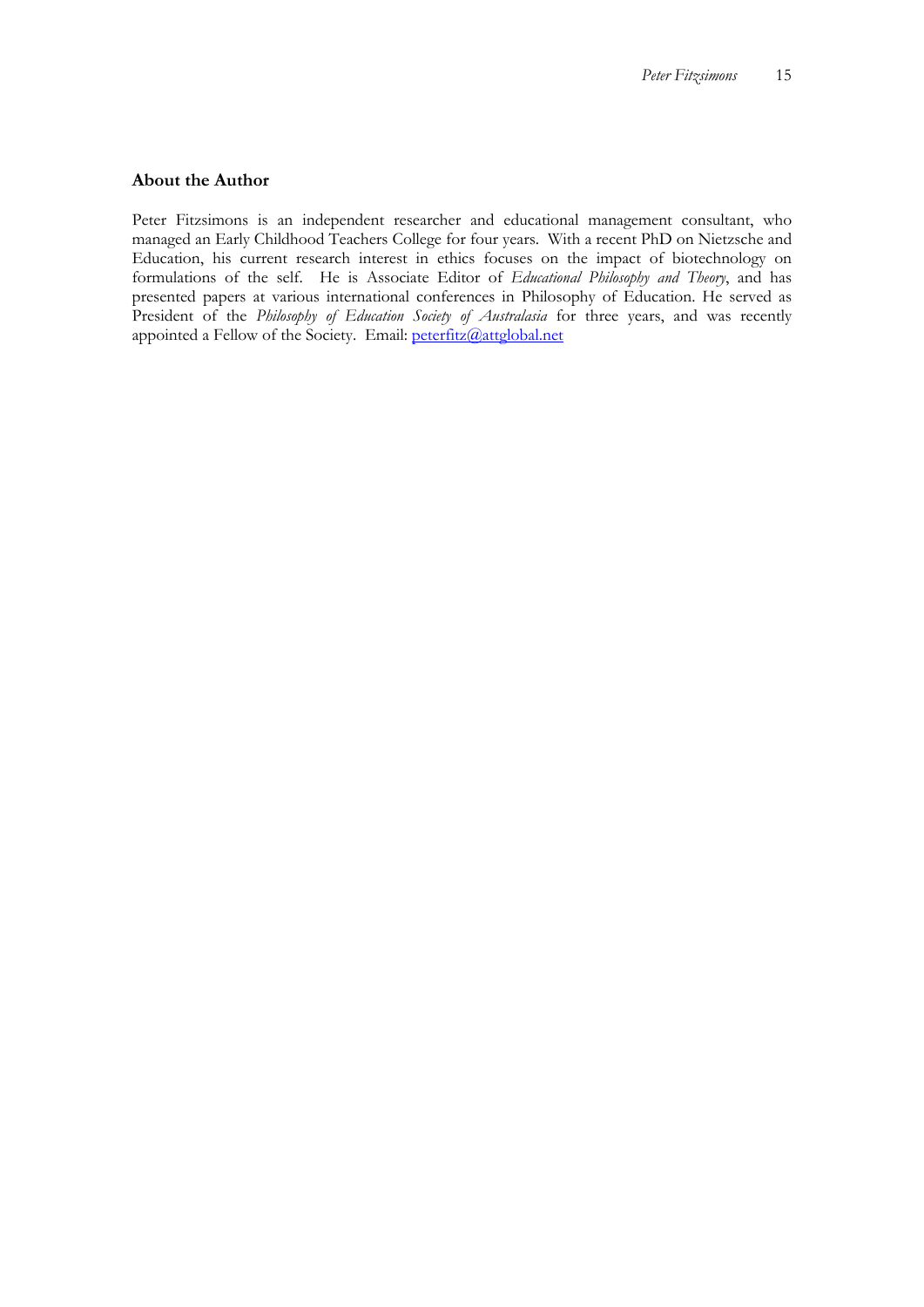### About the Author

Peter Fitzsimons is an independent researcher and educational management consultant, who managed an Early Childhood Teachers College for four years. With a recent PhD on Nietzsche and Education, his current research interest in ethics focuses on the impact of biotechnology on formulations of the self. He is Associate Editor of *Educational Philosophy and Theory*, and has presented papers at various international conferences in Philosophy of Education. He served as President of the *Philosophy of Education Society of Australasia* for three years, and was recently appointed a Fellow of the Society. Email: peterfitz@attglobal.net